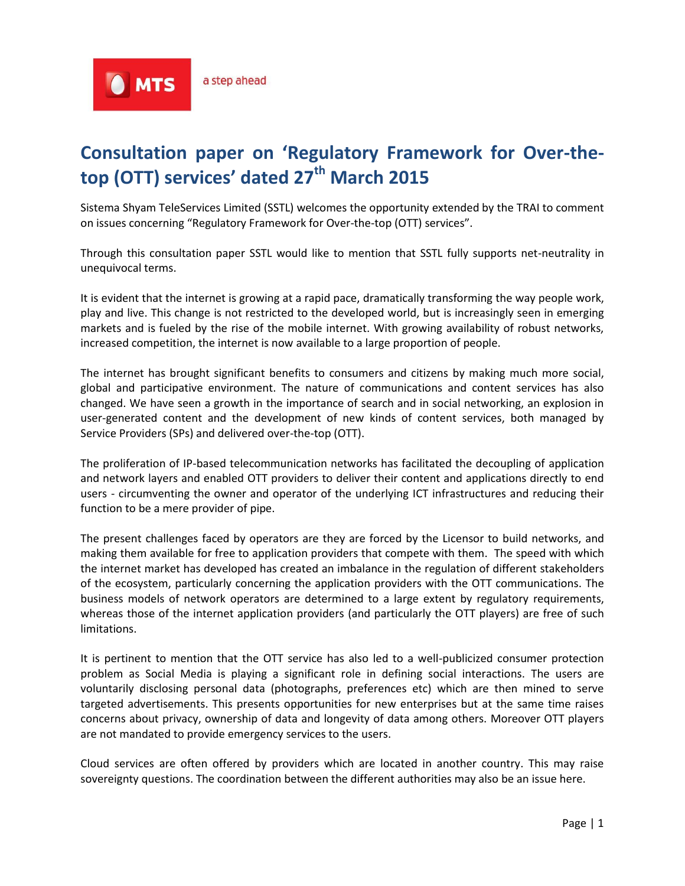MTS a step ahead

# Consultation paper on 'Regulatory Framework for Over-the-top (OTT) services' dated 27th March 2015

Sistema Shyam TeleServices Limited (SSTL) welcomes the opportunity extended by the TRAI to comment on issues concerning "Regulatory Framework for Over-the-top (OTT) services".

Through this consultation paper SSTL would like to mention that SSTL fully supports net-neutrality in unequivocal terms.

It is evident that the internet is growing at a rapid pace, dramatically transforming the way people work, play and live. This change is not restricted to the developed world, but is increasingly seen in emerging markets and is fueled by the rise of the mobile internet. With growing availability of robust networks, increased competition, the internet is now available to a large proportion of people.

The internet has brought significant benefits to consumers and citizens by making much more social, global and participative environment. The nature of communications and content services has also changed. We have seen a growth in the importance of search and in social networking, an explosion in user-generated content and the development of new kinds of content services, both managed by Service Providers (SPs) and delivered over-the-top (OTT).

The proliferation of IP-based telecommunication networks has facilitated the decoupling of application and network layers and enabled OTT providers to deliver their content and applications directly to end users - circumventing the owner and operator of the underlying ICT infrastructures and reducing their function to be a mere provider of pipe.

The present challenges faced by operators are they are forced by the Licensor to build networks, and making them available for free to application providers that compete with them. The speed with which the internet market has developed has created an imbalance in the regulation of different stakeholders of the ecosystem, particularly concerning the application providers with the OTT communications. The business models of network operators are determined to a large extent by regulatory requirements, whereas those of the internet application providers (and particularly the OTT players) are free of such limitations.

It is pertinent to mention that the OTT service has also led to a well-publicized consumer protection problem as Social Media is playing a significant role in defining social interactions. The users are voluntarily disclosing personal data (photographs, preferences etc) which are then mined to serve targeted advertisements. This presents opportunities for new enterprises but at the same time raises concerns about privacy, ownership of data and longevity of data among others. Moreover OTT players are not mandated to provide emergency services to the users.

Cloud services are often offered by providers which are located in another country. This may raise sovereignty questions. The coordination between the different authorities may also be an issue here.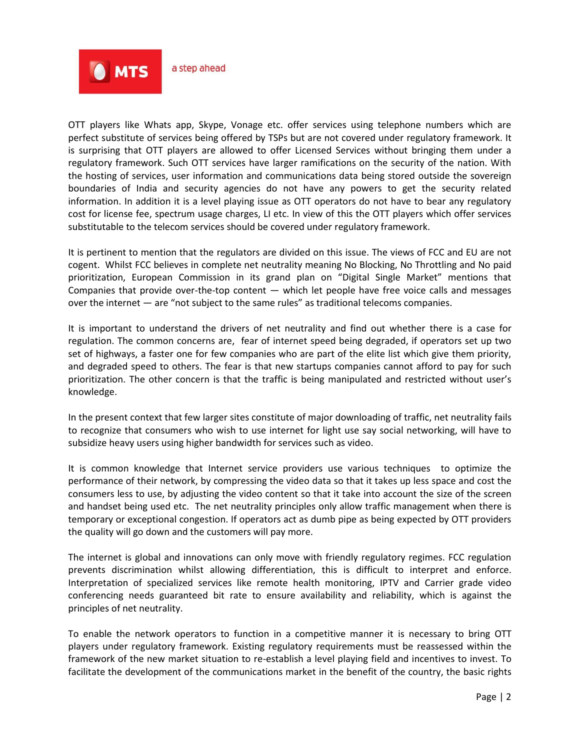OTT players like Whats app, Skype, Vonage etc. offer services using telephone numbers which are perfect substitute of services being offered by TSPs but are not covered under regulatory framework. It is surprising that OTT players are allowed to offer Licensed Services without bringing them under a regulatory framework. Such OTT services have larger ramifications on the security of the nation. With the hosting of services, user information and communications data being stored outside the sovereign boundaries of India and security agencies do not have any powers to get the security related information. In addition it is a level playing issue as OTT operators do not have to bear any regulatory cost for license fee, spectrum usage charges, LI etc. In view of this the OTT players which offer services substitutable to the telecom services should be covered under regulatory framework.

It is pertinent to mention that the regulators are divided on this issue. The views of FCC and EU are not cogent. Whilst FCC believes in complete net neutrality meaning No Blocking, No Throttling and No paid prioritization, European Commission in its grand plan on "Digital Single Market" mentions that Companies that provide over-the-top content — which let people have free voice calls and messages over the internet — are "not subject to the same rules" as traditional telecoms companies.

It is important to understand the drivers of net neutrality and find out whether there is a case for regulation. The common concerns are, fear of internet speed being degraded, if operators set up two set of highways, a faster one for few companies who are part of the elite list which give them priority, and degraded speed to others. The fear is that new startups companies cannot afford to pay for such prioritization. The other concern is that the traffic is being manipulated and restricted without user's knowledge.

In the present context that few larger sites constitute of major downloading of traffic, net neutrality fails to recognize that consumers who wish to use internet for light use say social networking, will have to subsidize heavy users using higher bandwidth for services such as video.

It is common knowledge that Internet service providers use various techniques to optimize the performance of their network, by compressing the video data so that it takes up less space and cost the consumers less to use, by adjusting the video content so that it take into account the size of the screen and handset being used etc. The net neutrality principles only allow traffic management when there is temporary or exceptional congestion. If operators act as dumb pipe as being expected by OTT providers the quality will go down and the customers will pay more.

The internet is global and innovations can only move with friendly regulatory regimes. FCC regulation prevents discrimination whilst allowing differentiation, this is difficult to interpret and enforce. Interpretation of specialized services like remote health monitoring, IPTV and Carrier grade video conferencing needs guaranteed bit rate to ensure availability and reliability, which is against the principles of net neutrality.

To enable the network operators to function in a competitive manner it is necessary to bring OTT players under regulatory framework. Existing regulatory requirements must be reassessed within the framework of the new market situation to re-establish a level playing field and incentives to invest. To facilitate the development of the communications market in the benefit of the country, the basic rights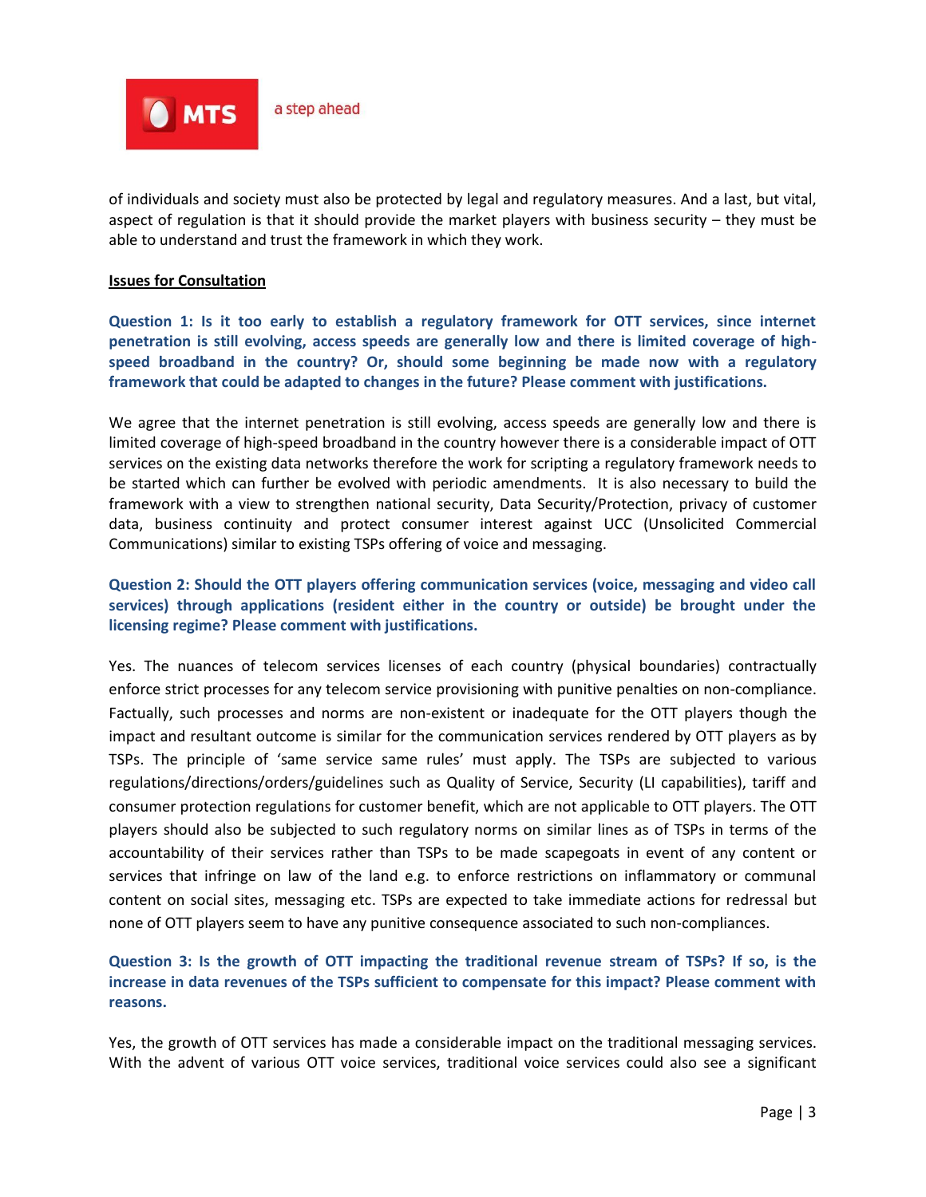of individuals and society must also be protected by legal and regulatory measures. And a last, but vital, aspect of regulation is that it should provide the market players with business security – they must be able to understand and trust the framework in which they work.

## Issues for Consultation

**Question 1: Is it too early to establish a regulatory framework for OTT services, since internet penetration is still evolving, access speeds are generally low and there is limited coverage of high-speed broadband in the country? Or, should some beginning be made now with a regulatory framework that could be adapted to changes in the future? Please comment with justifications.**

We agree that the internet penetration is still evolving, access speeds are generally low and there is limited coverage of high-speed broadband in the country however there is a considerable impact of OTT services on the existing data networks therefore the work for scripting a regulatory framework needs to be started which can further be evolved with periodic amendments. It is also necessary to build the framework with a view to strengthen national security, Data Security/Protection, privacy of customer data, business continuity and protect consumer interest against UCC (Unsolicited Commercial Communications) similar to existing TSPs offering of voice and messaging.

**Question 2: Should the OTT players offering communication services (voice, messaging and video call services) through applications (resident either in the country or outside) be brought under the licensing regime? Please comment with justifications.**

Yes. The nuances of telecom services licenses of each country (physical boundaries) contractually enforce strict processes for any telecom service provisioning with punitive penalties on non-compliance. Factually, such processes and norms are non-existent or inadequate for the OTT players though the impact and resultant outcome is similar for the communication services rendered by OTT players as by TSPs. The principle of 'same service same rules' must apply. The TSPs are subjected to various regulations/directions/orders/guidelines such as Quality of Service, Security (LI capabilities), tariff and consumer protection regulations for customer benefit, which are not applicable to OTT players. The OTT players should also be subjected to such regulatory norms on similar lines as of TSPs in terms of the accountability of their services rather than TSPs to be made scapegoats in event of any content or services that infringe on law of the land e.g. to enforce restrictions on inflammatory or communal content on social sites, messaging etc. TSPs are expected to take immediate actions for redressal but none of OTT players seem to have any punitive consequence associated to such non-compliances.

**Question 3: Is the growth of OTT impacting the traditional revenue stream of TSPs? If so, is the increase in data revenues of the TSPs sufficient to compensate for this impact? Please comment with reasons.**

Yes, the growth of OTT services has made a considerable impact on the traditional messaging services. With the advent of various OTT voice services, traditional voice services could also see a significant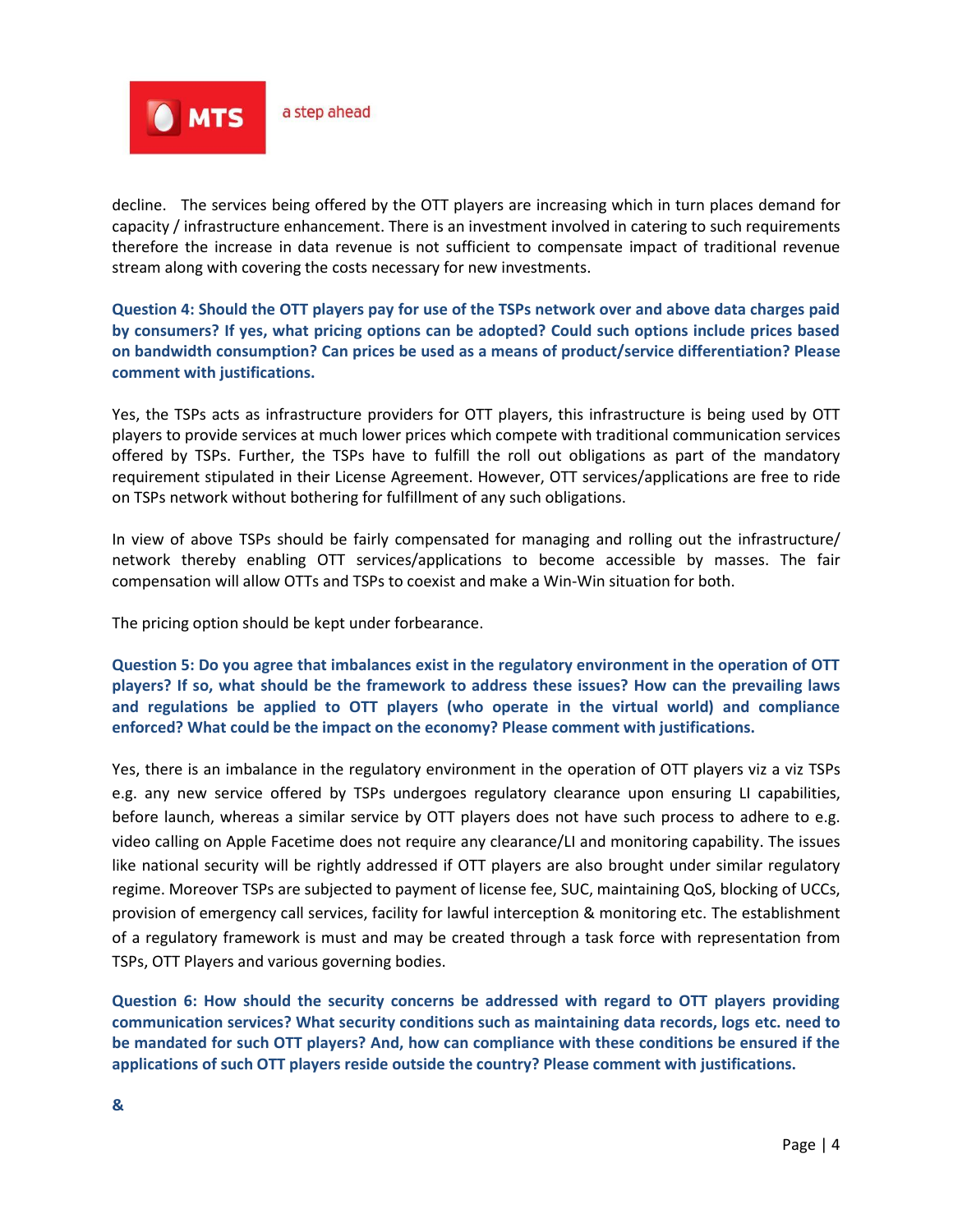decline. The services being offered by the OTT players are increasing which in turn places demand for capacity / infrastructure enhancement. There is an investment involved in catering to such requirements therefore the increase in data revenue is not sufficient to compensate impact of traditional revenue stream along with covering the costs necessary for new investments.

**Question 4: Should the OTT players pay for use of the TSPs network over and above data charges paid by consumers? If yes, what pricing options can be adopted? Could such options include prices based on bandwidth consumption? Can prices be used as a means of product/service differentiation? Please comment with justifications.**

Yes, the TSPs acts as infrastructure providers for OTT players, this infrastructure is being used by OTT players to provide services at much lower prices which compete with traditional communication services offered by TSPs. Further, the TSPs have to fulfill the roll out obligations as part of the mandatory requirement stipulated in their License Agreement. However, OTT services/applications are free to ride on TSPs network without bothering for fulfillment of any such obligations.

In view of above TSPs should be fairly compensated for managing and rolling out the infrastructure/ network thereby enabling OTT services/applications to become accessible by masses. The fair compensation will allow OTTs and TSPs to coexist and make a Win-Win situation for both.

The pricing option should be kept under forbearance.

**Question 5: Do you agree that imbalances exist in the regulatory environment in the operation of OTT players? If so, what should be the framework to address these issues? How can the prevailing laws and regulations be applied to OTT players (who operate in the virtual world) and compliance enforced? What could be the impact on the economy? Please comment with justifications.**

Yes, there is an imbalance in the regulatory environment in the operation of OTT players viz a viz TSPs e.g. any new service offered by TSPs undergoes regulatory clearance upon ensuring LI capabilities, before launch, whereas a similar service by OTT players does not have such process to adhere to e.g. video calling on Apple Facetime does not require any clearance/LI and monitoring capability. The issues like national security will be rightly addressed if OTT players are also brought under similar regulatory regime. Moreover TSPs are subjected to payment of license fee, SUC, maintaining QoS, blocking of UCCs, provision of emergency call services, facility for lawful interception & monitoring etc. The establishment of a regulatory framework is must and may be created through a task force with representation from TSPs, OTT Players and various governing bodies.

**Question 6: How should the security concerns be addressed with regard to OTT players providing communication services? What security conditions such as maintaining data records, logs etc. need to be mandated for such OTT players? And, how can compliance with these conditions be ensured if the applications of such OTT players reside outside the country? Please comment with justifications.**

**&**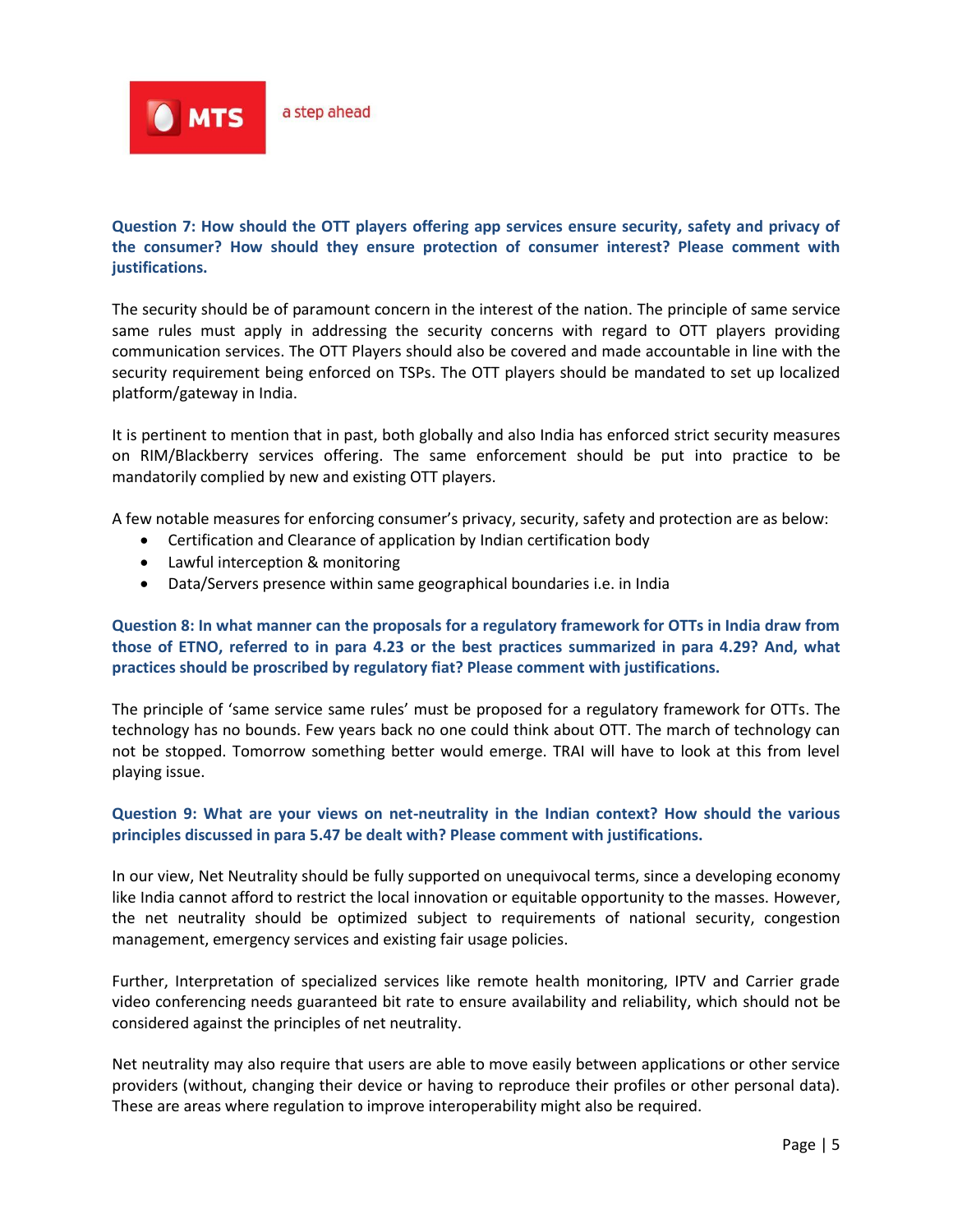**Question 7: How should the OTT players offering app services ensure security, safety and privacy of the consumer? How should they ensure protection of consumer interest? Please comment with justifications.**

The security should be of paramount concern in the interest of the nation. The principle of same service same rules must apply in addressing the security concerns with regard to OTT players providing communication services. The OTT Players should also be covered and made accountable in line with the security requirement being enforced on TSPs. The OTT players should be mandated to set up localized platform/gateway in India.

It is pertinent to mention that in past, both globally and also India has enforced strict security measures on RIM/Blackberry services offering. The same enforcement should be put into practice to be mandatorily complied by new and existing OTT players.

A few notable measures for enforcing consumer's privacy, security, safety and protection are as below:

- Certification and Clearance of application by Indian certification body
- Lawful interception & monitoring
- Data/Servers presence within same geographical boundaries i.e. in India

**Question 8: In what manner can the proposals for a regulatory framework for OTTs in India draw from those of ETNO, referred to in para 4.23 or the best practices summarized in para 4.29? And, what practices should be proscribed by regulatory fiat? Please comment with justifications.**

The principle of 'same service same rules' must be proposed for a regulatory framework for OTTs. The technology has no bounds. Few years back no one could think about OTT. The march of technology can not be stopped. Tomorrow something better would emerge. TRAI will have to look at this from level playing issue.

**Question 9: What are your views on net-neutrality in the Indian context? How should the various principles discussed in para 5.47 be dealt with? Please comment with justifications.**

In our view, Net Neutrality should be fully supported on unequivocal terms, since a developing economy like India cannot afford to restrict the local innovation or equitable opportunity to the masses. However, the net neutrality should be optimized subject to requirements of national security, congestion management, emergency services and existing fair usage policies.

Further, Interpretation of specialized services like remote health monitoring, IPTV and Carrier grade video conferencing needs guaranteed bit rate to ensure availability and reliability, which should not be considered against the principles of net neutrality.

Net neutrality may also require that users are able to move easily between applications or other service providers (without, changing their device or having to reproduce their profiles or other personal data). These are areas where regulation to improve interoperability might also be required.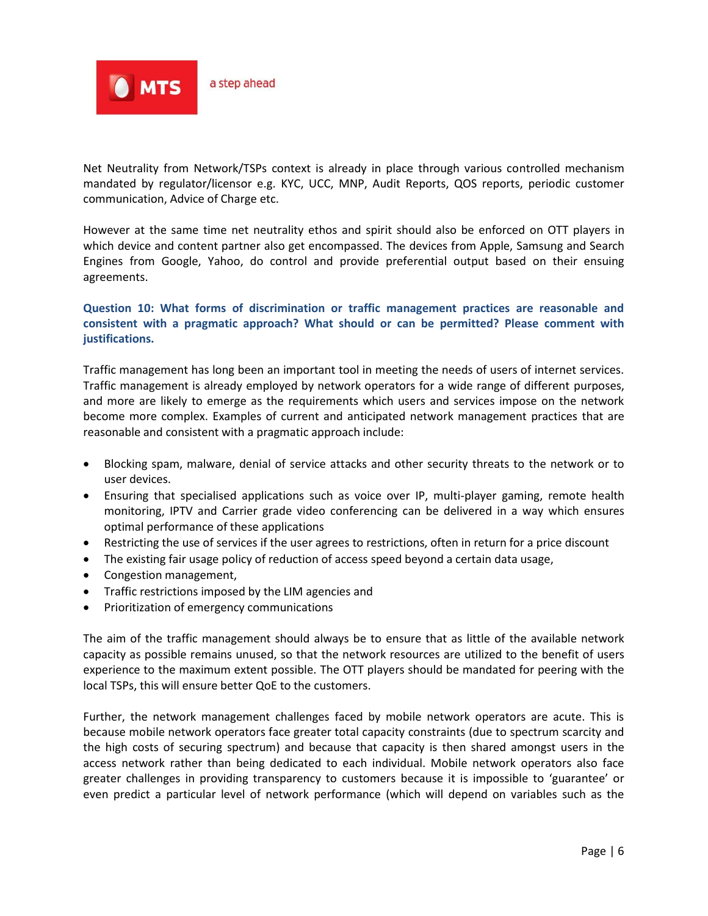Net Neutrality from Network/TSPs context is already in place through various controlled mechanism mandated by regulator/licensor e.g. KYC, UCC, MNP, Audit Reports, QOS reports, periodic customer communication, Advice of Charge etc.

However at the same time net neutrality ethos and spirit should also be enforced on OTT players in which device and content partner also get encompassed. The devices from Apple, Samsung and Search Engines from Google, Yahoo, do control and provide preferential output based on their ensuing agreements.

**Question 10: What forms of discrimination or traffic management practices are reasonable and consistent with a pragmatic approach? What should or can be permitted? Please comment with justifications.**

Traffic management has long been an important tool in meeting the needs of users of internet services. Traffic management is already employed by network operators for a wide range of different purposes, and more are likely to emerge as the requirements which users and services impose on the network become more complex. Examples of current and anticipated network management practices that are reasonable and consistent with a pragmatic approach include:

- Blocking spam, malware, denial of service attacks and other security threats to the network or to user devices.
- Ensuring that specialised applications such as voice over IP, multi-player gaming, remote health monitoring, IPTV and Carrier grade video conferencing can be delivered in a way which ensures optimal performance of these applications
- Restricting the use of services if the user agrees to restrictions, often in return for a price discount
- The existing fair usage policy of reduction of access speed beyond a certain data usage,
- Congestion management,
- Traffic restrictions imposed by the LIM agencies and
- Prioritization of emergency communications

The aim of the traffic management should always be to ensure that as little of the available network capacity as possible remains unused, so that the network resources are utilized to the benefit of users experience to the maximum extent possible. The OTT players should be mandated for peering with the local TSPs, this will ensure better QoE to the customers.

Further, the network management challenges faced by mobile network operators are acute. This is because mobile network operators face greater total capacity constraints (due to spectrum scarcity and the high costs of securing spectrum) and because that capacity is then shared amongst users in the access network rather than being dedicated to each individual. Mobile network operators also face greater challenges in providing transparency to customers because it is impossible to 'guarantee' or even predict a particular level of network performance (which will depend on variables such as the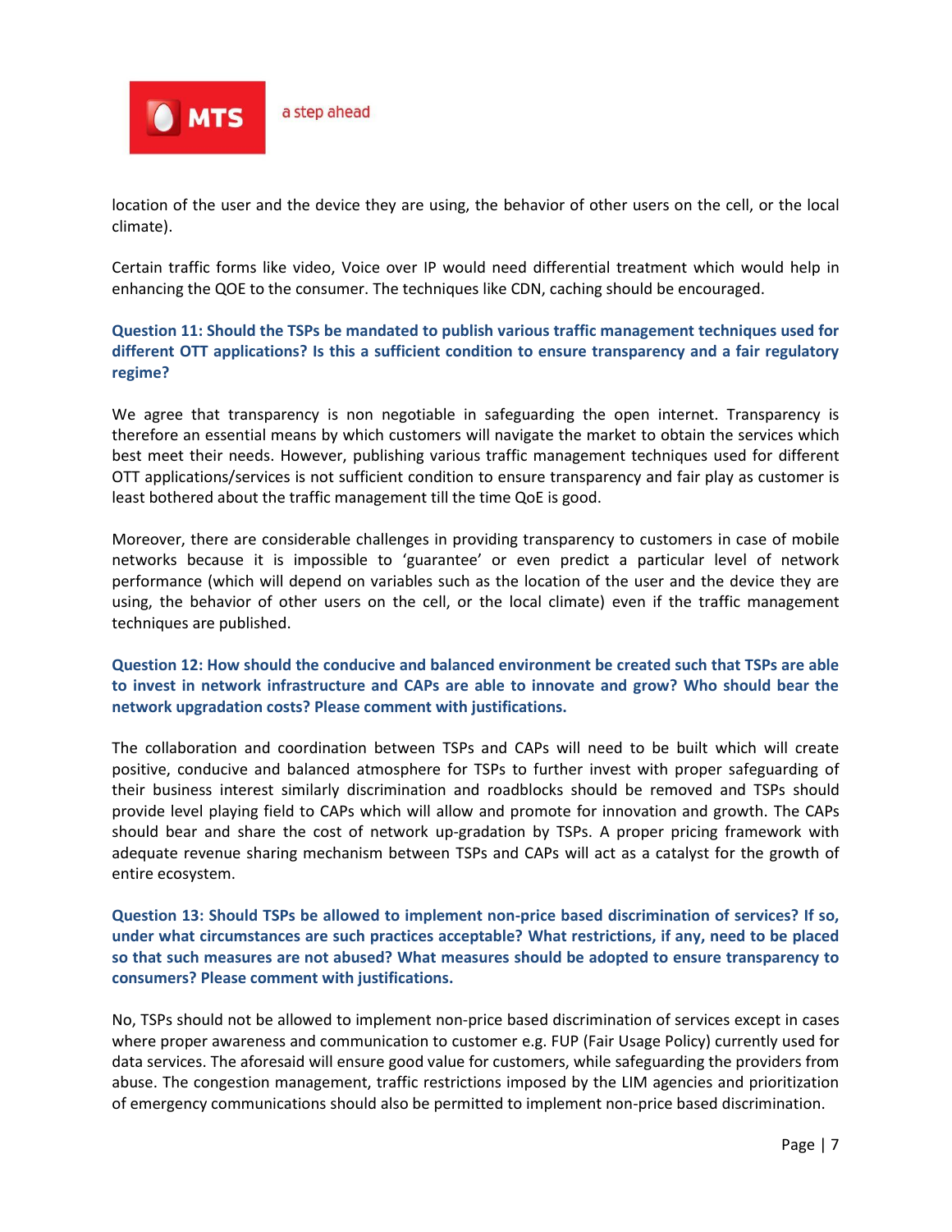location of the user and the device they are using, the behavior of other users on the cell, or the local climate).

Certain traffic forms like video, Voice over IP would need differential treatment which would help in enhancing the QOE to the consumer. The techniques like CDN, caching should be encouraged.

**Question 11: Should the TSPs be mandated to publish various traffic management techniques used for different OTT applications? Is this a sufficient condition to ensure transparency and a fair regulatory regime?**

We agree that transparency is non negotiable in safeguarding the open internet. Transparency is therefore an essential means by which customers will navigate the market to obtain the services which best meet their needs. However, publishing various traffic management techniques used for different OTT applications/services is not sufficient condition to ensure transparency and fair play as customer is least bothered about the traffic management till the time QoE is good.

Moreover, there are considerable challenges in providing transparency to customers in case of mobile networks because it is impossible to 'guarantee' or even predict a particular level of network performance (which will depend on variables such as the location of the user and the device they are using, the behavior of other users on the cell, or the local climate) even if the traffic management techniques are published.

**Question 12: How should the conducive and balanced environment be created such that TSPs are able to invest in network infrastructure and CAPs are able to innovate and grow? Who should bear the network upgradation costs? Please comment with justifications.**

The collaboration and coordination between TSPs and CAPs will need to be built which will create positive, conducive and balanced atmosphere for TSPs to further invest with proper safeguarding of their business interest similarly discrimination and roadblocks should be removed and TSPs should provide level playing field to CAPs which will allow and promote for innovation and growth. The CAPs should bear and share the cost of network up-gradation by TSPs. A proper pricing framework with adequate revenue sharing mechanism between TSPs and CAPs will act as a catalyst for the growth of entire ecosystem.

**Question 13: Should TSPs be allowed to implement non-price based discrimination of services? If so, under what circumstances are such practices acceptable? What restrictions, if any, need to be placed so that such measures are not abused? What measures should be adopted to ensure transparency to consumers? Please comment with justifications.**

No, TSPs should not be allowed to implement non-price based discrimination of services except in cases where proper awareness and communication to customer e.g. FUP (Fair Usage Policy) currently used for data services. The aforesaid will ensure good value for customers, while safeguarding the providers from abuse. The congestion management, traffic restrictions imposed by the LIM agencies and prioritization of emergency communications should also be permitted to implement non-price based discrimination.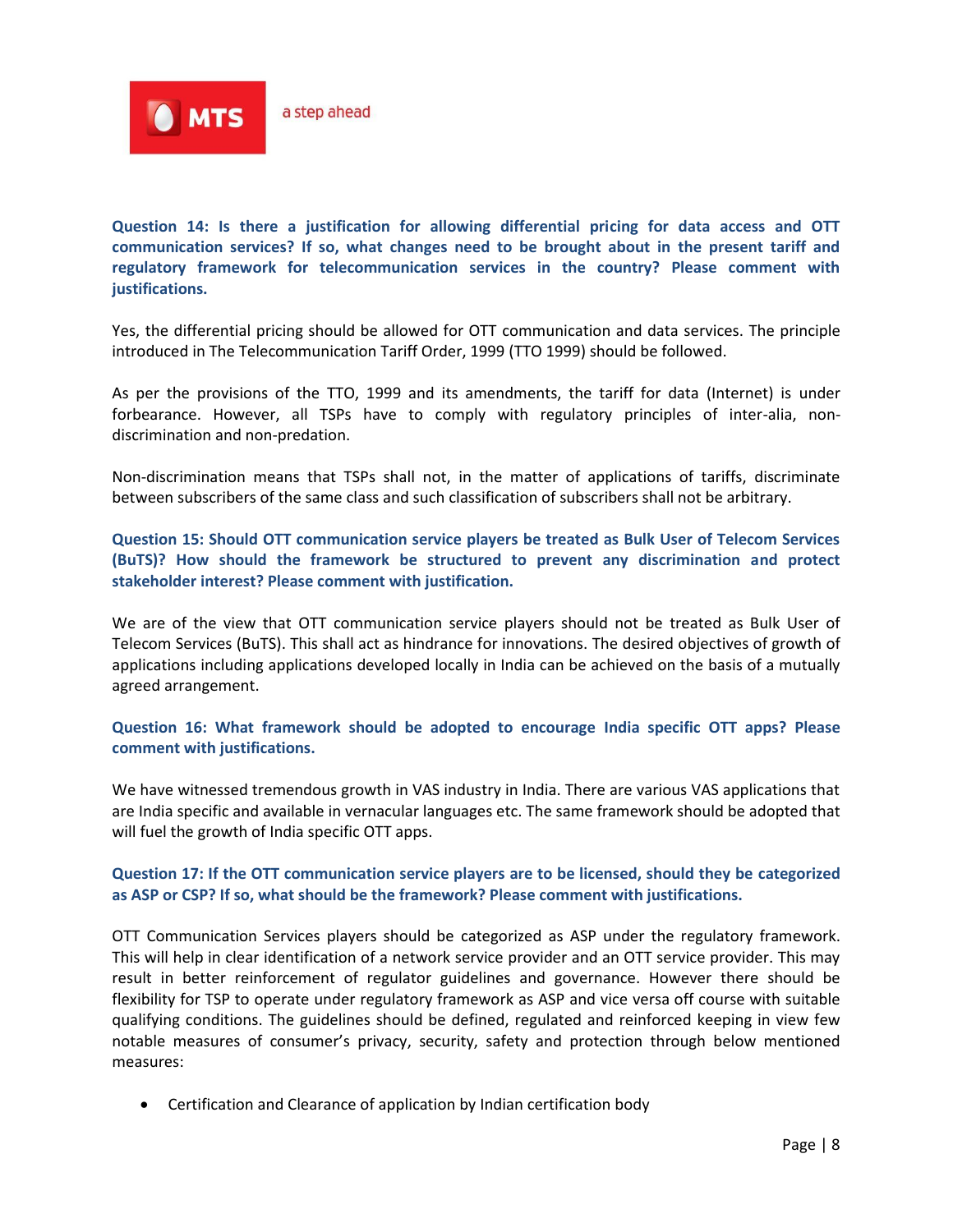**Question 14: Is there a justification for allowing differential pricing for data access and OTT communication services? If so, what changes need to be brought about in the present tariff and regulatory framework for telecommunication services in the country? Please comment with justifications.**

Yes, the differential pricing should be allowed for OTT communication and data services. The principle introduced in The Telecommunication Tariff Order, 1999 (TTO 1999) should be followed.

As per the provisions of the TTO, 1999 and its amendments, the tariff for data (Internet) is under forbearance. However, all TSPs have to comply with regulatory principles of inter-alia, non-discrimination and non-predation.

Non-discrimination means that TSPs shall not, in the matter of applications of tariffs, discriminate between subscribers of the same class and such classification of subscribers shall not be arbitrary.

**Question 15: Should OTT communication service players be treated as Bulk User of Telecom Services (BuTS)? How should the framework be structured to prevent any discrimination and protect stakeholder interest? Please comment with justification.**

We are of the view that OTT communication service players should not be treated as Bulk User of Telecom Services (BuTS). This shall act as hindrance for innovations. The desired objectives of growth of applications including applications developed locally in India can be achieved on the basis of a mutually agreed arrangement.

**Question 16: What framework should be adopted to encourage India specific OTT apps? Please comment with justifications.**

We have witnessed tremendous growth in VAS industry in India. There are various VAS applications that are India specific and available in vernacular languages etc. The same framework should be adopted that will fuel the growth of India specific OTT apps.

**Question 17: If the OTT communication service players are to be licensed, should they be categorized as ASP or CSP? If so, what should be the framework? Please comment with justifications.**

OTT Communication Services players should be categorized as ASP under the regulatory framework. This will help in clear identification of a network service provider and an OTT service provider. This may result in better reinforcement of regulator guidelines and governance. However there should be flexibility for TSP to operate under regulatory framework as ASP and vice versa off course with suitable qualifying conditions. The guidelines should be defined, regulated and reinforced keeping in view few notable measures of consumer's privacy, security, safety and protection through below mentioned measures:

- Certification and Clearance of application by Indian certification body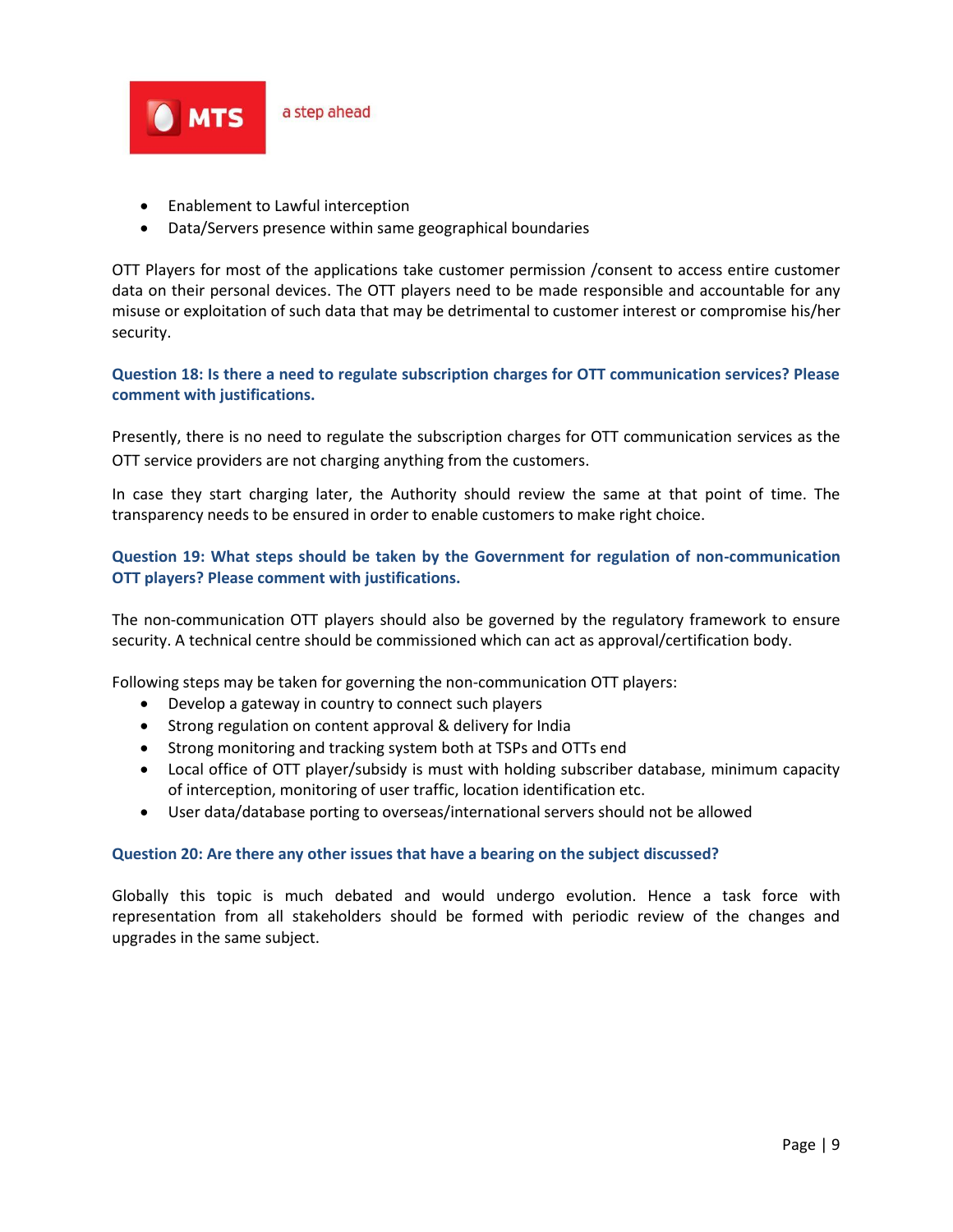- Enablement to Lawful interception
- Data/Servers presence within same geographical boundaries

OTT Players for most of the applications take customer permission /consent to access entire customer data on their personal devices. The OTT players need to be made responsible and accountable for any misuse or exploitation of such data that may be detrimental to customer interest or compromise his/her security.

**Question 18: Is there a need to regulate subscription charges for OTT communication services? Please comment with justifications.**

Presently, there is no need to regulate the subscription charges for OTT communication services as the OTT service providers are not charging anything from the customers.

In case they start charging later, the Authority should review the same at that point of time. The transparency needs to be ensured in order to enable customers to make right choice.

**Question 19: What steps should be taken by the Government for regulation of non-communication OTT players? Please comment with justifications.**

The non-communication OTT players should also be governed by the regulatory framework to ensure security. A technical centre should be commissioned which can act as approval/certification body.

Following steps may be taken for governing the non-communication OTT players:

- Develop a gateway in country to connect such players
- Strong regulation on content approval & delivery for India
- Strong monitoring and tracking system both at TSPs and OTTs end
- Local office of OTT player/subsidy is must with holding subscriber database, minimum capacity of interception, monitoring of user traffic, location identification etc.
- User data/database porting to overseas/international servers should not be allowed

**Question 20: Are there any other issues that have a bearing on the subject discussed?**

Globally this topic is much debated and would undergo evolution. Hence a task force with representation from all stakeholders should be formed with periodic review of the changes and upgrades in the same subject.